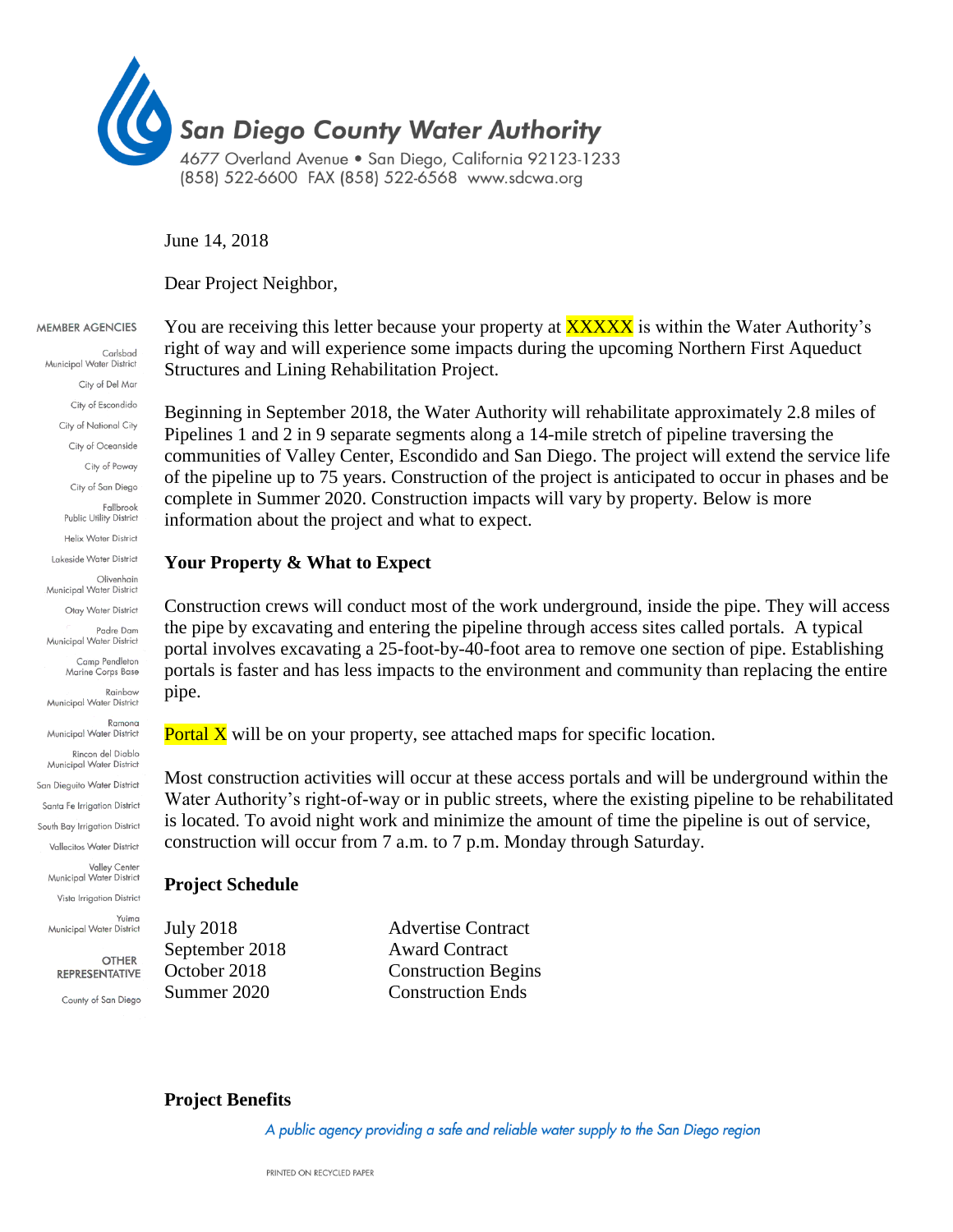# San Diego County Water Authority

4677 Overland Avenue • San Diego, California 92123-1233
(858) 522-6600 FAX (858) 522-6568 www.sdcwa.org

**MEMBER AGENCIES**

Carlsbad Municipal Water District
City of Del Mar
City of Escondido
City of National City
City of Oceanside
City of Poway
City of San Diego
Fallbrook Public Utility District
Helix Water District
Lakeside Water District
Olivenhain Municipal Water District
Otay Water District
Padre Dam Municipal Water District
Camp Pendleton Marine Corps Base
Rainbow Municipal Water District
Ramona Municipal Water District
Rincon del Diablo Municipal Water District
San Dieguito Water District
Santa Fe Irrigation District
South Bay Irrigation District
Vallecitos Water District
Valley Center Municipal Water District
Vista Irrigation District
Yuima Municipal Water District

**OTHER REPRESENTATIVE**

County of San Diego

June 14, 2018

Dear Project Neighbor,

You are receiving this letter because your property at XXXXX is within the Water Authority's right of way and will experience some impacts during the upcoming Northern First Aqueduct Structures and Lining Rehabilitation Project.

Beginning in September 2018, the Water Authority will rehabilitate approximately 2.8 miles of Pipelines 1 and 2 in 9 separate segments along a 14-mile stretch of pipeline traversing the communities of Valley Center, Escondido and San Diego. The project will extend the service life of the pipeline up to 75 years. Construction of the project is anticipated to occur in phases and be complete in Summer 2020. Construction impacts will vary by property. Below is more information about the project and what to expect.

## Your Property & What to Expect

Construction crews will conduct most of the work underground, inside the pipe. They will access the pipe by excavating and entering the pipeline through access sites called portals. A typical portal involves excavating a 25-foot-by-40-foot area to remove one section of pipe. Establishing portals is faster and has less impacts to the environment and community than replacing the entire pipe.

Portal X will be on your property, see attached maps for specific location.

Most construction activities will occur at these access portals and will be underground within the Water Authority's right-of-way or in public streets, where the existing pipeline to be rehabilitated is located. To avoid night work and minimize the amount of time the pipeline is out of service, construction will occur from 7 a.m. to 7 p.m. Monday through Saturday.

## Project Schedule

| | |
|---|---|
| July 2018 | Advertise Contract |
| September 2018 | Award Contract |
| October 2018 | Construction Begins |
| Summer 2020 | Construction Ends |

## Project Benefits

*A public agency providing a safe and reliable water supply to the San Diego region*

PRINTED ON RECYCLED PAPER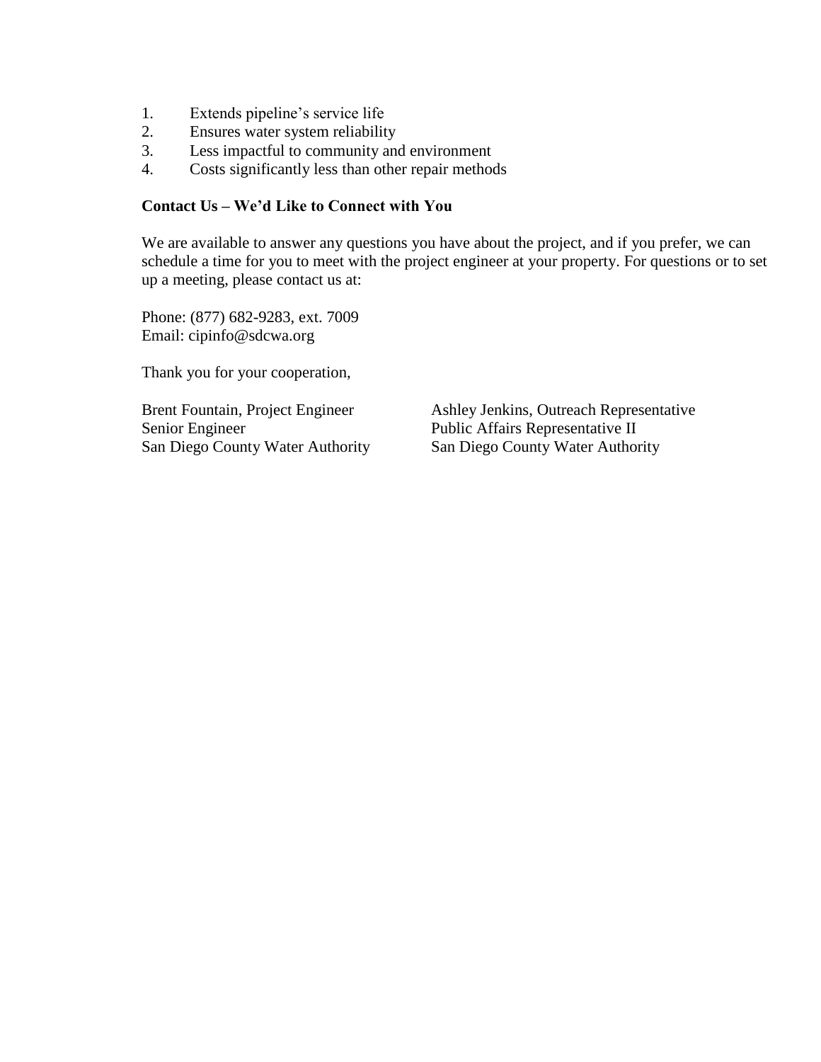1. Extends pipeline's service life
2. Ensures water system reliability
3. Less impactful to community and environment
4. Costs significantly less than other repair methods

**Contact Us – We'd Like to Connect with You**

We are available to answer any questions you have about the project, and if you prefer, we can schedule a time for you to meet with the project engineer at your property. For questions or to set up a meeting, please contact us at:

Phone: (877) 682-9283, ext. 7009
Email: cipinfo@sdcwa.org

Thank you for your cooperation,

Brent Fountain, Project Engineer
Senior Engineer
San Diego County Water Authority

Ashley Jenkins, Outreach Representative
Public Affairs Representative II
San Diego County Water Authority